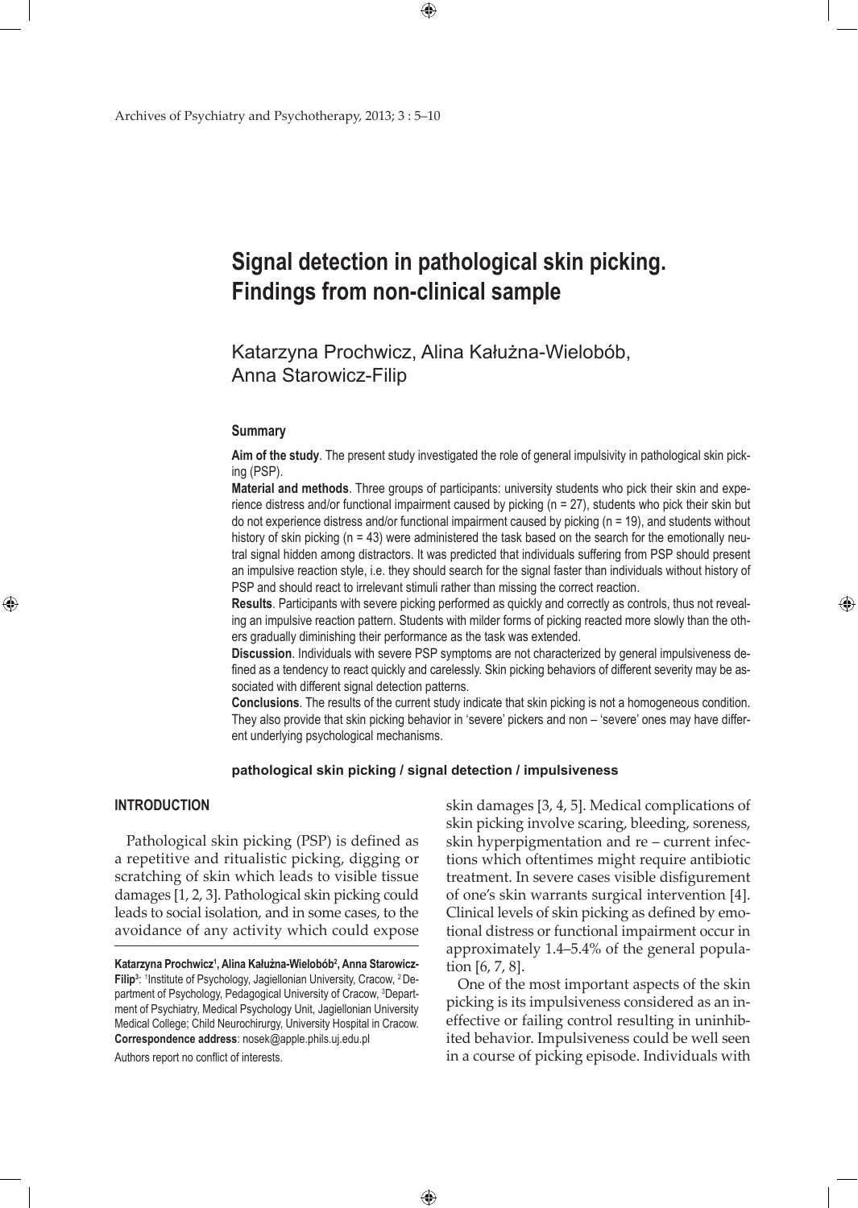# Signal detection in pathological skin picking. Findings from non-clinical sample

Katarzyna Prochwicz, Alina Kałużna-Wielobób, Anna Starowicz-Filip

### Summary

**Aim of the study**. The present study investigated the role of general impulsivity in pathological skin picking (PSP).

**Material and methods**. Three groups of participants: university students who pick their skin and experience distress and/or functional impairment caused by picking (n = 27), students who pick their skin but do not experience distress and/or functional impairment caused by picking (n = 19), and students without history of skin picking (n = 43) were administered the task based on the search for the emotionally neutral signal hidden among distractors. It was predicted that individuals suffering from PSP should present an impulsive reaction style, i.e. they should search for the signal faster than individuals without history of PSP and should react to irrelevant stimuli rather than missing the correct reaction.

**Results**. Participants with severe picking performed as quickly and correctly as controls, thus not revealing an impulsive reaction pattern. Students with milder forms of picking reacted more slowly than the others gradually diminishing their performance as the task was extended.

**Discussion**. Individuals with severe PSP symptoms are not characterized by general impulsiveness defined as a tendency to react quickly and carelessly. Skin picking behaviors of different severity may be associated with different signal detection patterns.

**Conclusions**. The results of the current study indicate that skin picking is not a homogeneous condition. They also provide that skin picking behavior in 'severe' pickers and non – 'severe' ones may have different underlying psychological mechanisms.

**pathological skin picking / signal detection / impulsiveness**

## INTRODUCTION

Pathological skin picking (PSP) is defined as a repetitive and ritualistic picking, digging or scratching of skin which leads to visible tissue damages [1, 2, 3]. Pathological skin picking could leads to social isolation, and in some cases, to the avoidance of any activity which could expose skin damages [3, 4, 5]. Medical complications of skin picking involve scaring, bleeding, soreness, skin hyperpigmentation and re – current infections which oftentimes might require antibiotic treatment. In severe cases visible disfigurement of one's skin warrants surgical intervention [4]. Clinical levels of skin picking as defined by emotional distress or functional impairment occur in approximately 1.4–5.4% of the general population [6, 7, 8].

One of the most important aspects of the skin picking is its impulsiveness considered as an ineffective or failing control resulting in uninhibited behavior. Impulsiveness could be well seen in a course of picking episode. Individuals with

---

**Katarzyna Prochwicz[1], Alina Kałużna-Wielobób[2], Anna Starowicz-Filip[3]**: [1]Institute of Psychology, Jagiellonian University, Cracow, [2]Department of Psychology, Pedagogical University of Cracow, [3]Department of Psychiatry, Medical Psychology Unit, Jagiellonian University Medical College; Child Neurochirurgy, University Hospital in Cracow.
**Correspondence address**: nosek@apple.phils.uj.edu.pl

Authors report no conflict of interests.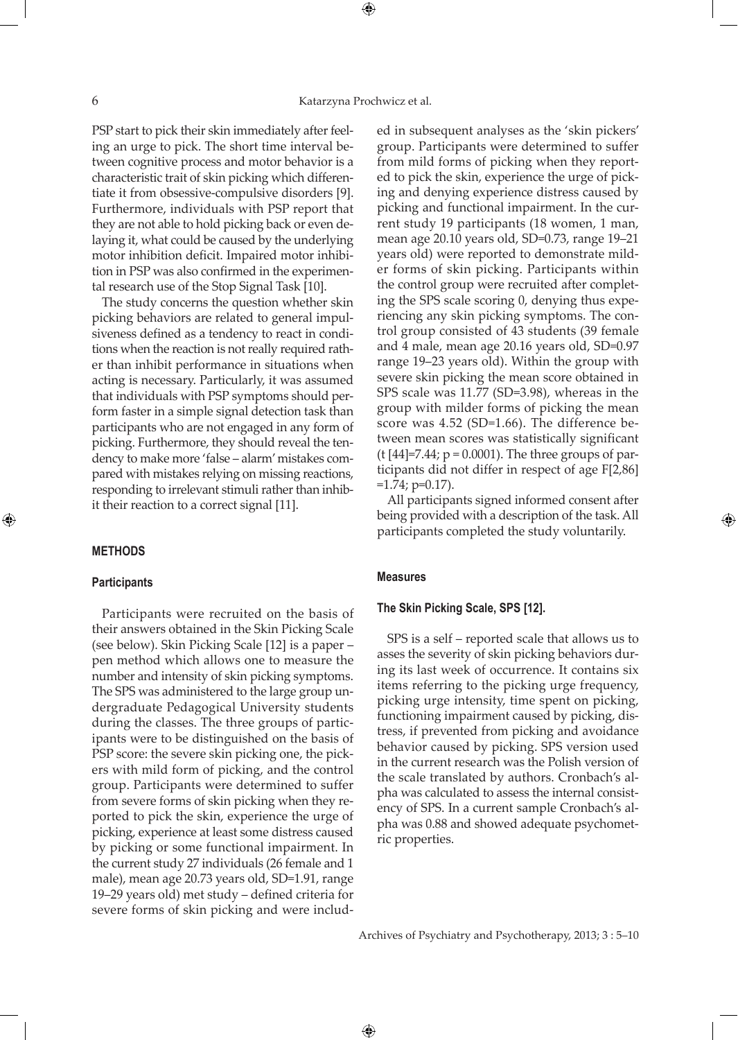PSP start to pick their skin immediately after feeling an urge to pick. The short time interval between cognitive process and motor behavior is a characteristic trait of skin picking which differentiate it from obsessive-compulsive disorders [9]. Furthermore, individuals with PSP report that they are not able to hold picking back or even delaying it, what could be caused by the underlying motor inhibition deficit. Impaired motor inhibition in PSP was also confirmed in the experimental research use of the Stop Signal Task [10].

The study concerns the question whether skin picking behaviors are related to general impulsiveness defined as a tendency to react in conditions when the reaction is not really required rather than inhibit performance in situations when acting is necessary. Particularly, it was assumed that individuals with PSP symptoms should perform faster in a simple signal detection task than participants who are not engaged in any form of picking. Furthermore, they should reveal the tendency to make more 'false – alarm' mistakes compared with mistakes relying on missing reactions, responding to irrelevant stimuli rather than inhibit their reaction to a correct signal [11].

## METHODS

### Participants

Participants were recruited on the basis of their answers obtained in the Skin Picking Scale (see below). Skin Picking Scale [12] is a paper – pen method which allows one to measure the number and intensity of skin picking symptoms. The SPS was administered to the large group undergraduate Pedagogical University students during the classes. The three groups of participants were to be distinguished on the basis of PSP score: the severe skin picking one, the pickers with mild form of picking, and the control group. Participants were determined to suffer from severe forms of skin picking when they reported to pick the skin, experience the urge of picking, experience at least some distress caused by picking or some functional impairment. In the current study 27 individuals (26 female and 1 male), mean age 20.73 years old, SD=1.91, range 19–29 years old) met study – defined criteria for severe forms of skin picking and were included in subsequent analyses as the 'skin pickers' group. Participants were determined to suffer from mild forms of picking when they reported to pick the skin, experience the urge of picking and denying experience distress caused by picking and functional impairment. In the current study 19 participants (18 women, 1 man, mean age 20.10 years old, SD=0.73, range 19–21 years old) were reported to demonstrate milder forms of skin picking. Participants within the control group were recruited after completing the SPS scale scoring 0, denying thus experiencing any skin picking symptoms. The control group consisted of 43 students (39 female and 4 male, mean age 20.16 years old, SD=0.97 range 19–23 years old). Within the group with severe skin picking the mean score obtained in SPS scale was 11.77 (SD=3.98), whereas in the group with milder forms of picking the mean score was 4.52 (SD=1.66). The difference between mean scores was statistically significant ($t\,[44]=7.44$; $p = 0.0001$). The three groups of participants did not differ in respect of age $F[2,86] = 1.74$; $p=0.17$).

All participants signed informed consent after being provided with a description of the task. All participants completed the study voluntarily.

### Measures

#### The Skin Picking Scale, SPS [12].

SPS is a self – reported scale that allows us to asses the severity of skin picking behaviors during its last week of occurrence. It contains six items referring to the picking urge frequency, picking urge intensity, time spent on picking, functioning impairment caused by picking, distress, if prevented from picking and avoidance behavior caused by picking. SPS version used in the current research was the Polish version of the scale translated by authors. Cronbach's alpha was calculated to assess the internal consistency of SPS. In a current sample Cronbach's alpha was 0.88 and showed adequate psychometric properties.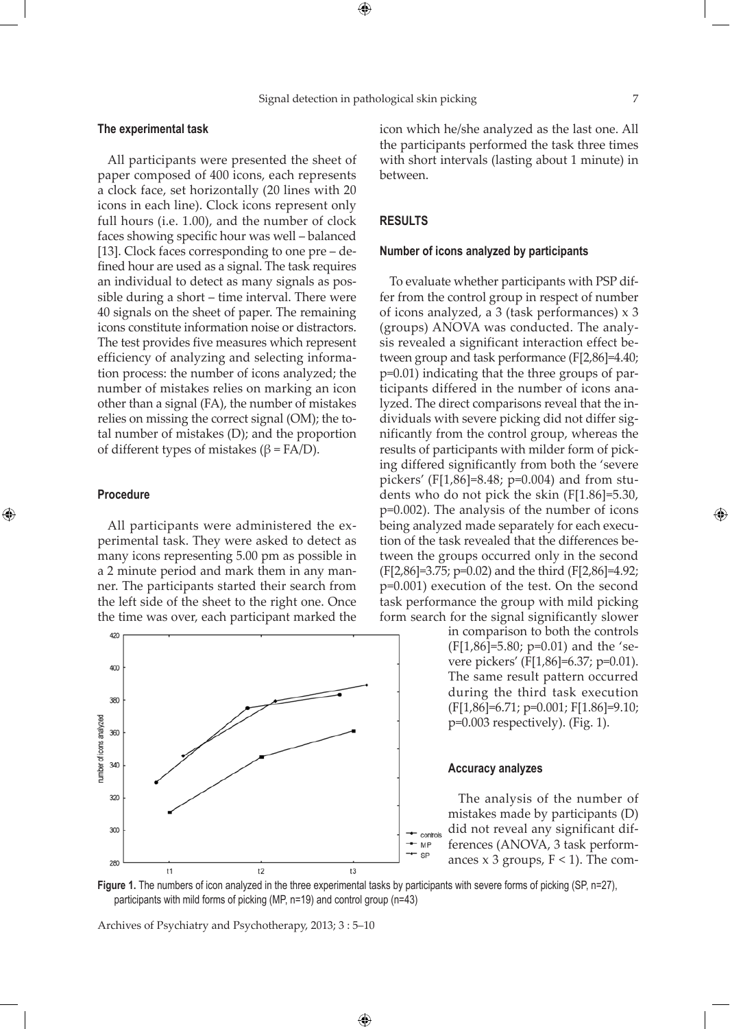### The experimental task

All participants were presented the sheet of paper composed of 400 icons, each represents a clock face, set horizontally (20 lines with 20 icons in each line). Clock icons represent only full hours (i.e. 1.00), and the number of clock faces showing specific hour was well – balanced [13]. Clock faces corresponding to one pre – defined hour are used as a signal. The task requires an individual to detect as many signals as possible during a short – time interval. There were 40 signals on the sheet of paper. The remaining icons constitute information noise or distractors. The test provides five measures which represent efficiency of analyzing and selecting information process: the number of icons analyzed; the number of mistakes relies on marking an icon other than a signal (FA), the number of mistakes relies on missing the correct signal (OM); the total number of mistakes (D); and the proportion of different types of mistakes ($\beta$ = FA/D).

### Procedure

All participants were administered the experimental task. They were asked to detect as many icons representing 5.00 pm as possible in a 2 minute period and mark them in any manner. The participants started their search from the left side of the sheet to the right one. Once the time was over, each participant marked the icon which he/she analyzed as the last one. All the participants performed the task three times with short intervals (lasting about 1 minute) in between.

## RESULTS

### Number of icons analyzed by participants

To evaluate whether participants with PSP differ from the control group in respect of number of icons analyzed, a 3 (task performances) x 3 (groups) ANOVA was conducted. The analysis revealed a significant interaction effect between group and task performance ($F[2,86]=4.40$; $p=0.01$) indicating that the three groups of participants differed in the number of icons analyzed. The direct comparisons reveal that the individuals with severe picking did not differ significantly from the control group, whereas the results of participants with milder form of picking differed significantly from both the 'severe pickers' ($F[1,86]=8.48$; $p=0.004$) and from students who do not pick the skin ($F[1.86]=5.30$, $p=0.002$). The analysis of the number of icons being analyzed made separately for each execution of the task revealed that the differences between the groups occurred only in the second ($F[2,86]=3.75$; $p=0.02$) and the third ($F[2,86]=4.92$; $p=0.001$) execution of the test. On the second task performance the group with mild picking form search for the signal significantly slower in comparison to both the controls ($F[1,86]=5.80$; $p=0.01$) and the 'severe pickers' ($F[1,86]=6.37$; $p=0.01$). The same result pattern occurred during the third task execution ($F[1,86]=6.71$; $p=0.001$; $F[1.86]=9.10$; $p=0.003$ respectively). (Fig. 1).

**Figure 1.** The numbers of icon analyzed in the three experimental tasks by participants with severe forms of picking (SP, n=27), participants with mild forms of picking (MP, n=19) and control group (n=43)

### Accuracy analyzes

The analysis of the number of mistakes made by participants (D) did not reveal any significant differences (ANOVA, 3 task performances x 3 groups, $F < 1$). The com-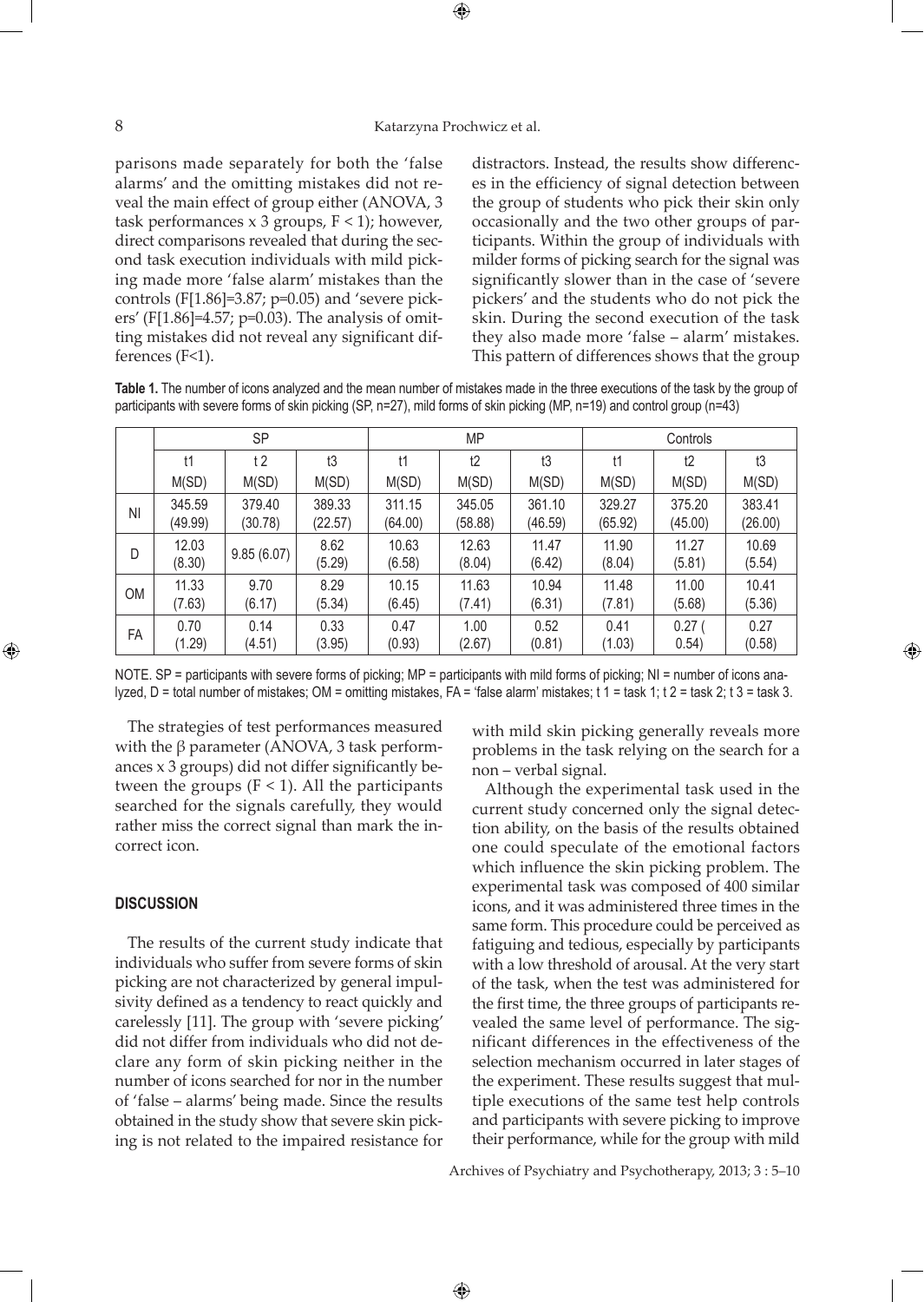parisons made separately for both the 'false alarms' and the omitting mistakes did not reveal the main effect of group either (ANOVA, 3 task performances x 3 groups, $F < 1$); however, direct comparisons revealed that during the second task execution individuals with mild picking made more 'false alarm' mistakes than the controls ($F[1.86]=3.87$; $p=0.05$) and 'severe pickers' ($F[1.86]=4.57$; $p=0.03$). The analysis of omitting mistakes did not reveal any significant differences ($F<1$).

distractors. Instead, the results show differences in the efficiency of signal detection between the group of students who pick their skin only occasionally and the two other groups of participants. Within the group of individuals with milder forms of picking search for the signal was significantly slower than in the case of 'severe pickers' and the students who do not pick the skin. During the second execution of the task they also made more 'false – alarm' mistakes. This pattern of differences shows that the group with mild skin picking generally reveals more problems in the task relying on the search for a non – verbal signal.

**Table 1.** The number of icons analyzed and the mean number of mistakes made in the three executions of the task by the group of participants with severe forms of skin picking (SP, n=27), mild forms of skin picking (MP, n=19) and control group (n=43)

| | SP | | | MP | | | Controls | | |
|---|---|---|---|---|---|---|---|---|---|
| | t1 | t 2 | t3 | t1 | t2 | t3 | t1 | t2 | t3 |
| | M(SD) | M(SD) | M(SD) | M(SD) | M(SD) | M(SD) | M(SD) | M(SD) | M(SD) |
| NI | 345.59 (49.99) | 379.40 (30.78) | 389.33 (22.57) | 311.15 (64.00) | 345.05 (58.88) | 361.10 (46.59) | 329.27 (65.92) | 375.20 (45.00) | 383.41 (26.00) |
| D | 12.03 (8.30) | 9.85 (6.07) | 8.62 (5.29) | 10.63 (6.58) | 12.63 (8.04) | 11.47 (6.42) | 11.90 (8.04) | 11.27 (5.81) | 10.69 (5.54) |
| OM | 11.33 (7.63) | 9.70 (6.17) | 8.29 (5.34) | 10.15 (6.45) | 11.63 (7.41) | 10.94 (6.31) | 11.48 (7.81) | 11.00 (5.68) | 10.41 (5.36) |
| FA | 0.70 (1.29) | 0.14 (4.51) | 0.33 (3.95) | 0.47 (0.93) | 1.00 (2.67) | 0.52 (0.81) | 0.41 (1.03) | 0.27 ( 0.54) | 0.27 (0.58) |

NOTE. SP = participants with severe forms of picking; MP = participants with mild forms of picking; NI = number of icons analyzed, D = total number of mistakes; OM = omitting mistakes, FA = 'false alarm' mistakes; t 1 = task 1; t 2 = task 2; t 3 = task 3.

The strategies of test performances measured with the β parameter (ANOVA, 3 task performances x 3 groups) did not differ significantly between the groups ($F < 1$). All the participants searched for the signals carefully, they would rather miss the correct signal than mark the incorrect icon.

## DISCUSSION

The results of the current study indicate that individuals who suffer from severe forms of skin picking are not characterized by general impulsivity defined as a tendency to react quickly and carelessly [11]. The group with 'severe picking' did not differ from individuals who did not declare any form of skin picking neither in the number of icons searched for nor in the number of 'false – alarms' being made. Since the results obtained in the study show that severe skin picking is not related to the impaired resistance for

Although the experimental task used in the current study concerned only the signal detection ability, on the basis of the results obtained one could speculate of the emotional factors which influence the skin picking problem. The experimental task was composed of 400 similar icons, and it was administered three times in the same form. This procedure could be perceived as fatiguing and tedious, especially by participants with a low threshold of arousal. At the very start of the task, when the test was administered for the first time, the three groups of participants revealed the same level of performance. The significant differences in the effectiveness of the selection mechanism occurred in later stages of the experiment. These results suggest that multiple executions of the same test help controls and participants with severe picking to improve their performance, while for the group with mild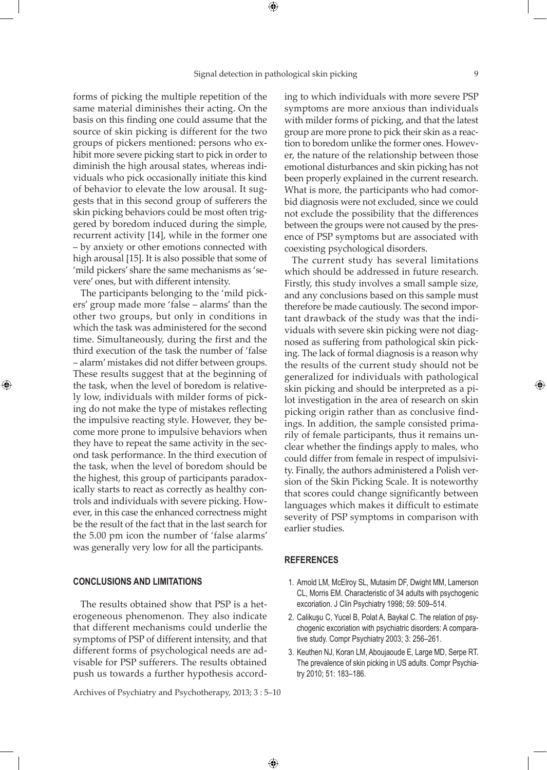forms of picking the multiple repetition of the same material diminishes their acting. On the basis on this finding one could assume that the source of skin picking is different for the two groups of pickers mentioned: persons who exhibit more severe picking start to pick in order to diminish the high arousal states, whereas individuals who pick occasionally initiate this kind of behavior to elevate the low arousal. It suggests that in this second group of sufferers the skin picking behaviors could be most often triggered by boredom induced during the simple, recurrent activity [14], while in the former one – by anxiety or other emotions connected with high arousal [15]. It is also possible that some of 'mild pickers' share the same mechanisms as 'severe' ones, but with different intensity.

The participants belonging to the 'mild pickers' group made more 'false – alarms' than the other two groups, but only in conditions in which the task was administered for the second time. Simultaneously, during the first and the third execution of the task the number of 'false – alarm' mistakes did not differ between groups. These results suggest that at the beginning of the task, when the level of boredom is relatively low, individuals with milder forms of picking do not make the type of mistakes reflecting the impulsive reacting style. However, they become more prone to impulsive behaviors when they have to repeat the same activity in the second task performance. In the third execution of the task, when the level of boredom should be the highest, this group of participants paradoxically starts to react as correctly as healthy controls and individuals with severe picking. However, in this case the enhanced correctness might be the result of the fact that in the last search for the 5.00 pm icon the number of 'false alarms' was generally very low for all the participants.

## CONCLUSIONS AND LIMITATIONS

The results obtained show that PSP is a heterogeneous phenomenon. They also indicate that different mechanisms could underlie the symptoms of PSP of different intensity, and that different forms of psychological needs are advisable for PSP sufferers. The results obtained push us towards a further hypothesis according to which individuals with more severe PSP symptoms are more anxious than individuals with milder forms of picking, and that the latest group are more prone to pick their skin as a reaction to boredom unlike the former ones. However, the nature of the relationship between those emotional disturbances and skin picking has not been properly explained in the current research. What is more, the participants who had comorbid diagnosis were not excluded, since we could not exclude the possibility that the differences between the groups were not caused by the presence of PSP symptoms but are associated with coexisting psychological disorders.

The current study has several limitations which should be addressed in future research. Firstly, this study involves a small sample size, and any conclusions based on this sample must therefore be made cautiously. The second important drawback of the study was that the individuals with severe skin picking were not diagnosed as suffering from pathological skin picking. The lack of formal diagnosis is a reason why the results of the current study should not be generalized for individuals with pathological skin picking and should be interpreted as a pilot investigation in the area of research on skin picking origin rather than as conclusive findings. In addition, the sample consisted primarily of female participants, thus it remains unclear whether the findings apply to males, who could differ from female in respect of impulsivity. Finally, the authors administered a Polish version of the Skin Picking Scale. It is noteworthy that scores could change significantly between languages which makes it difficult to estimate severity of PSP symptoms in comparison with earlier studies.

## REFERENCES

1. Arnold LM, McElroy SL, Mutasim DF, Dwight MM, Lamerson CL, Morris EM. Characteristic of 34 adults with psychogenic excoriation. J Clin Psychiatry 1998; 59: 509–514.
2. Calikuşu C, Yucel B, Polat A, Baykal C. The relation of psychogenic excoriation with psychiatric disorders: A comparative study. Compr Psychiatry 2003; 3: 256–261.
3. Keuthen NJ, Koran LM, Aboujaoude E, Large MD, Serpe RT. The prevalence of skin picking in US adults. Compr Psychiatry 2010; 51: 183–186.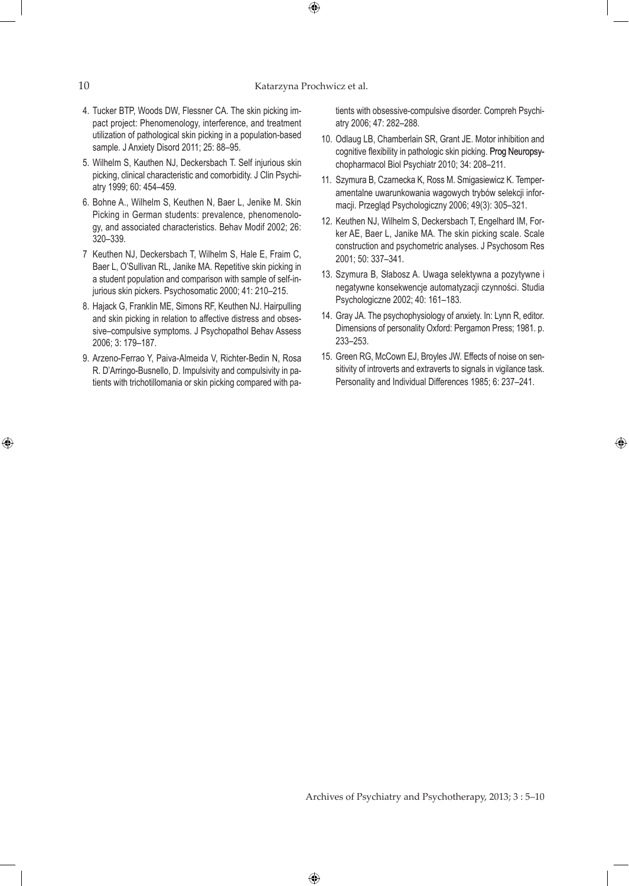4. Tucker BTP, Woods DW, Flessner CA. The skin picking impact project: Phenomenology, interference, and treatment utilization of pathological skin picking in a population-based sample. J Anxiety Disord 2011; 25: 88–95.
5. Wilhelm S, Kauthen NJ, Deckersbach T. Self injurious skin picking, clinical characteristic and comorbidity. J Clin Psychiatry 1999; 60: 454–459.
6. Bohne A., Wilhelm S, Keuthen N, Baer L, Jenike M. Skin Picking in German students: prevalence, phenomenology, and associated characteristics. Behav Modif 2002; 26: 320–339.
7. Keuthen NJ, Deckersbach T, Wilhelm S, Hale E, Fraim C, Baer L, O'Sullivan RL, Janike MA. Repetitive skin picking in a student population and comparison with sample of self-injurious skin pickers. Psychosomatic 2000; 41: 210–215.
8. Hajack G, Franklin ME, Simons RF, Keuthen NJ. Hairpulling and skin picking in relation to affective distress and obsessive–compulsive symptoms. J Psychopathol Behav Assess 2006; 3: 179–187.
9. Arzeno-Ferrao Y, Paiva-Almeida V, Richter-Bedin N, Rosa R. D'Arringo-Busnello, D. Impulsivity and compulsivity in patients with trichotillomania or skin picking compared with patients with obsessive-compulsive disorder. Compreh Psychiatry 2006; 47: 282–288.
10. Odlaug LB, Chamberlain SR, Grant JE. Motor inhibition and cognitive flexibility in pathologic skin picking. Prog Neuropsychopharmacol Biol Psychiatr 2010; 34: 208–211.
11. Szymura B, Czarnecka K, Ross M. Smigasiewicz K. Temperamentalne uwarunkowania wagowych trybów selekcji informacji. Przegląd Psychologiczny 2006; 49(3): 305–321.
12. Keuthen NJ, Wilhelm S, Deckersbach T, Engelhard IM, Forker AE, Baer L, Janike MA. The skin picking scale. Scale construction and psychometric analyses. J Psychosom Res 2001; 50: 337–341.
13. Szymura B, Słabosz A. Uwaga selektywna a pozytywne i negatywne konsekwencje automatyzacji czynności. Studia Psychologiczne 2002; 40: 161–183.
14. Gray JA. The psychophysiology of anxiety. In: Lynn R, editor. Dimensions of personality Oxford: Pergamon Press; 1981. p. 233–253.
15. Green RG, McCown EJ, Broyles JW. Effects of noise on sensitivity of introverts and extraverts to signals in vigilance task. Personality and Individual Differences 1985; 6: 237–241.